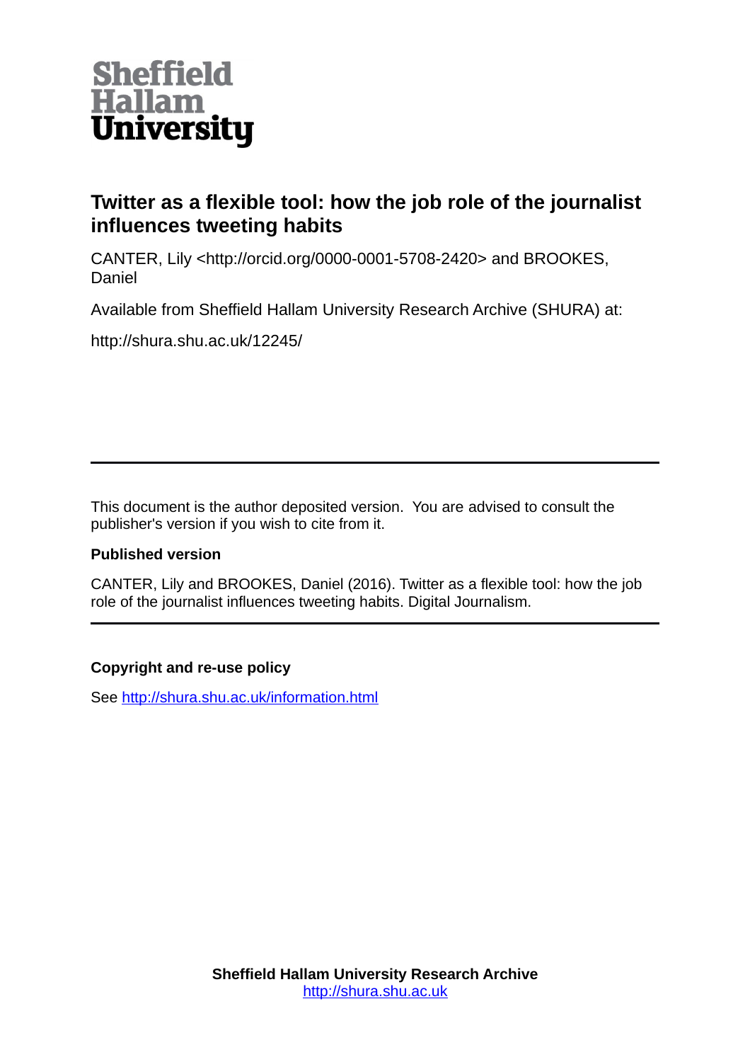Sheffield Hallam University

# Twitter as a flexible tool: how the job role of the journalist influences tweeting habits

CANTER, Lily <http://orcid.org/0000-0001-5708-2420> and BROOKES, Daniel

Available from Sheffield Hallam University Research Archive (SHURA) at:

http://shura.shu.ac.uk/12245/

---

This document is the author deposited version. You are advised to consult the publisher's version if you wish to cite from it.

**Published version**

CANTER, Lily and BROOKES, Daniel (2016). Twitter as a flexible tool: how the job role of the journalist influences tweeting habits. Digital Journalism.

---

**Copyright and re-use policy**

See http://shura.shu.ac.uk/information.html

**Sheffield Hallam University Research Archive**
http://shura.shu.ac.uk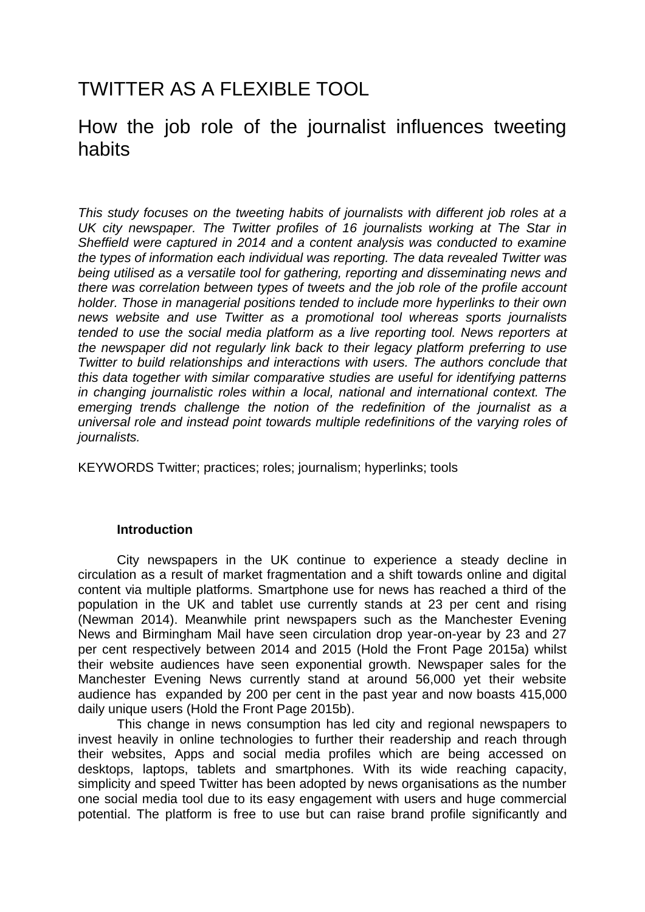# TWITTER AS A FLEXIBLE TOOL

## How the job role of the journalist influences tweeting habits

*This study focuses on the tweeting habits of journalists with different job roles at a UK city newspaper. The Twitter profiles of 16 journalists working at The Star in Sheffield were captured in 2014 and a content analysis was conducted to examine the types of information each individual was reporting. The data revealed Twitter was being utilised as a versatile tool for gathering, reporting and disseminating news and there was correlation between types of tweets and the job role of the profile account holder. Those in managerial positions tended to include more hyperlinks to their own news website and use Twitter as a promotional tool whereas sports journalists tended to use the social media platform as a live reporting tool. News reporters at the newspaper did not regularly link back to their legacy platform preferring to use Twitter to build relationships and interactions with users. The authors conclude that this data together with similar comparative studies are useful for identifying patterns in changing journalistic roles within a local, national and international context. The emerging trends challenge the notion of the redefinition of the journalist as a universal role and instead point towards multiple redefinitions of the varying roles of journalists.*

KEYWORDS Twitter; practices; roles; journalism; hyperlinks; tools

### Introduction

City newspapers in the UK continue to experience a steady decline in circulation as a result of market fragmentation and a shift towards online and digital content via multiple platforms. Smartphone use for news has reached a third of the population in the UK and tablet use currently stands at 23 per cent and rising (Newman 2014). Meanwhile print newspapers such as the Manchester Evening News and Birmingham Mail have seen circulation drop year-on-year by 23 and 27 per cent respectively between 2014 and 2015 (Hold the Front Page 2015a) whilst their website audiences have seen exponential growth. Newspaper sales for the Manchester Evening News currently stand at around 56,000 yet their website audience has expanded by 200 per cent in the past year and now boasts 415,000 daily unique users (Hold the Front Page 2015b).

This change in news consumption has led city and regional newspapers to invest heavily in online technologies to further their readership and reach through their websites, Apps and social media profiles which are being accessed on desktops, laptops, tablets and smartphones. With its wide reaching capacity, simplicity and speed Twitter has been adopted by news organisations as the number one social media tool due to its easy engagement with users and huge commercial potential. The platform is free to use but can raise brand profile significantly and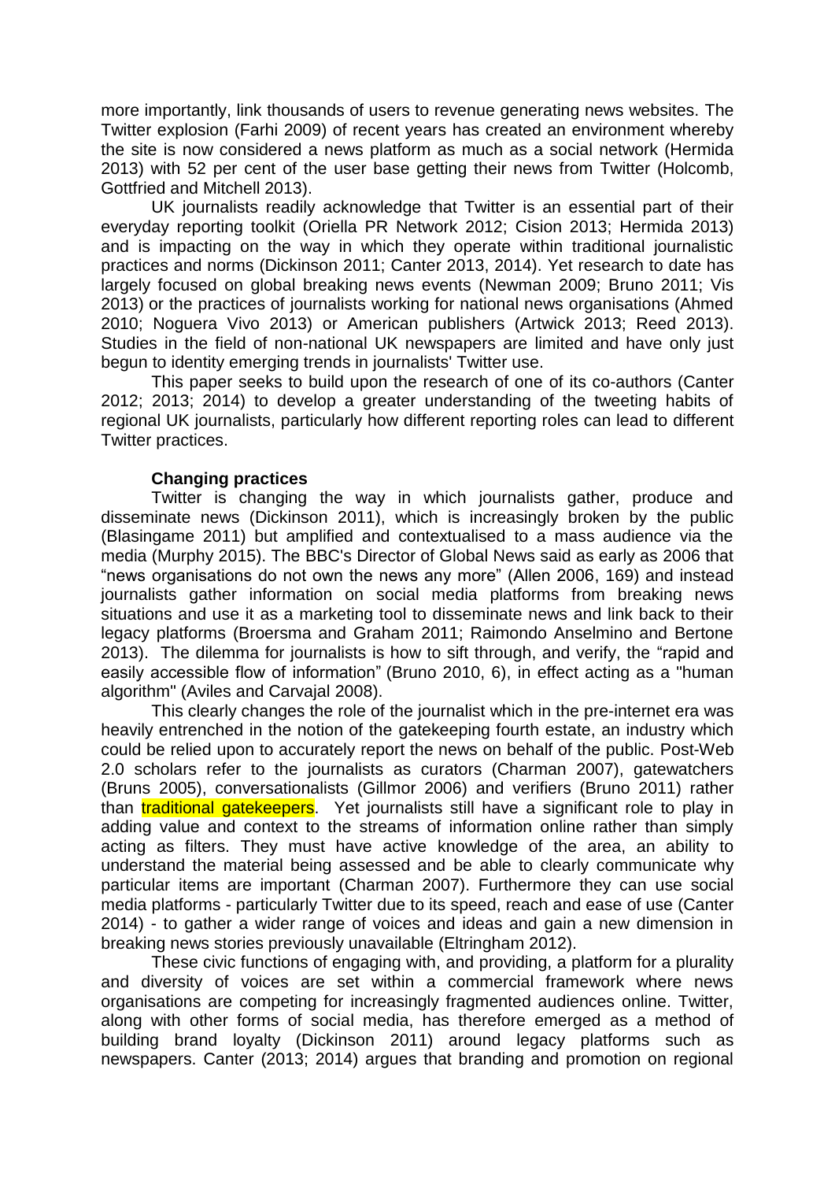more importantly, link thousands of users to revenue generating news websites. The Twitter explosion (Farhi 2009) of recent years has created an environment whereby the site is now considered a news platform as much as a social network (Hermida 2013) with 52 per cent of the user base getting their news from Twitter (Holcomb, Gottfried and Mitchell 2013).

UK journalists readily acknowledge that Twitter is an essential part of their everyday reporting toolkit (Oriella PR Network 2012; Cision 2013; Hermida 2013) and is impacting on the way in which they operate within traditional journalistic practices and norms (Dickinson 2011; Canter 2013, 2014). Yet research to date has largely focused on global breaking news events (Newman 2009; Bruno 2011; Vis 2013) or the practices of journalists working for national news organisations (Ahmed 2010; Noguera Vivo 2013) or American publishers (Artwick 2013; Reed 2013). Studies in the field of non-national UK newspapers are limited and have only just begun to identity emerging trends in journalists' Twitter use.

This paper seeks to build upon the research of one of its co-authors (Canter 2012; 2013; 2014) to develop a greater understanding of the tweeting habits of regional UK journalists, particularly how different reporting roles can lead to different Twitter practices.

### Changing practices

Twitter is changing the way in which journalists gather, produce and disseminate news (Dickinson 2011), which is increasingly broken by the public (Blasingame 2011) but amplified and contextualised to a mass audience via the media (Murphy 2015). The BBC's Director of Global News said as early as 2006 that "news organisations do not own the news any more" (Allen 2006, 169) and instead journalists gather information on social media platforms from breaking news situations and use it as a marketing tool to disseminate news and link back to their legacy platforms (Broersma and Graham 2011; Raimondo Anselmino and Bertone 2013). The dilemma for journalists is how to sift through, and verify, the "rapid and easily accessible flow of information" (Bruno 2010, 6), in effect acting as a "human algorithm" (Aviles and Carvajal 2008).

This clearly changes the role of the journalist which in the pre-internet era was heavily entrenched in the notion of the gatekeeping fourth estate, an industry which could be relied upon to accurately report the news on behalf of the public. Post-Web 2.0 scholars refer to the journalists as curators (Charman 2007), gatewatchers (Bruns 2005), conversationalists (Gillmor 2006) and verifiers (Bruno 2011) rather than traditional gatekeepers. Yet journalists still have a significant role to play in adding value and context to the streams of information online rather than simply acting as filters. They must have active knowledge of the area, an ability to understand the material being assessed and be able to clearly communicate why particular items are important (Charman 2007). Furthermore they can use social media platforms - particularly Twitter due to its speed, reach and ease of use (Canter 2014) - to gather a wider range of voices and ideas and gain a new dimension in breaking news stories previously unavailable (Eltringham 2012).

These civic functions of engaging with, and providing, a platform for a plurality and diversity of voices are set within a commercial framework where news organisations are competing for increasingly fragmented audiences online. Twitter, along with other forms of social media, has therefore emerged as a method of building brand loyalty (Dickinson 2011) around legacy platforms such as newspapers. Canter (2013; 2014) argues that branding and promotion on regional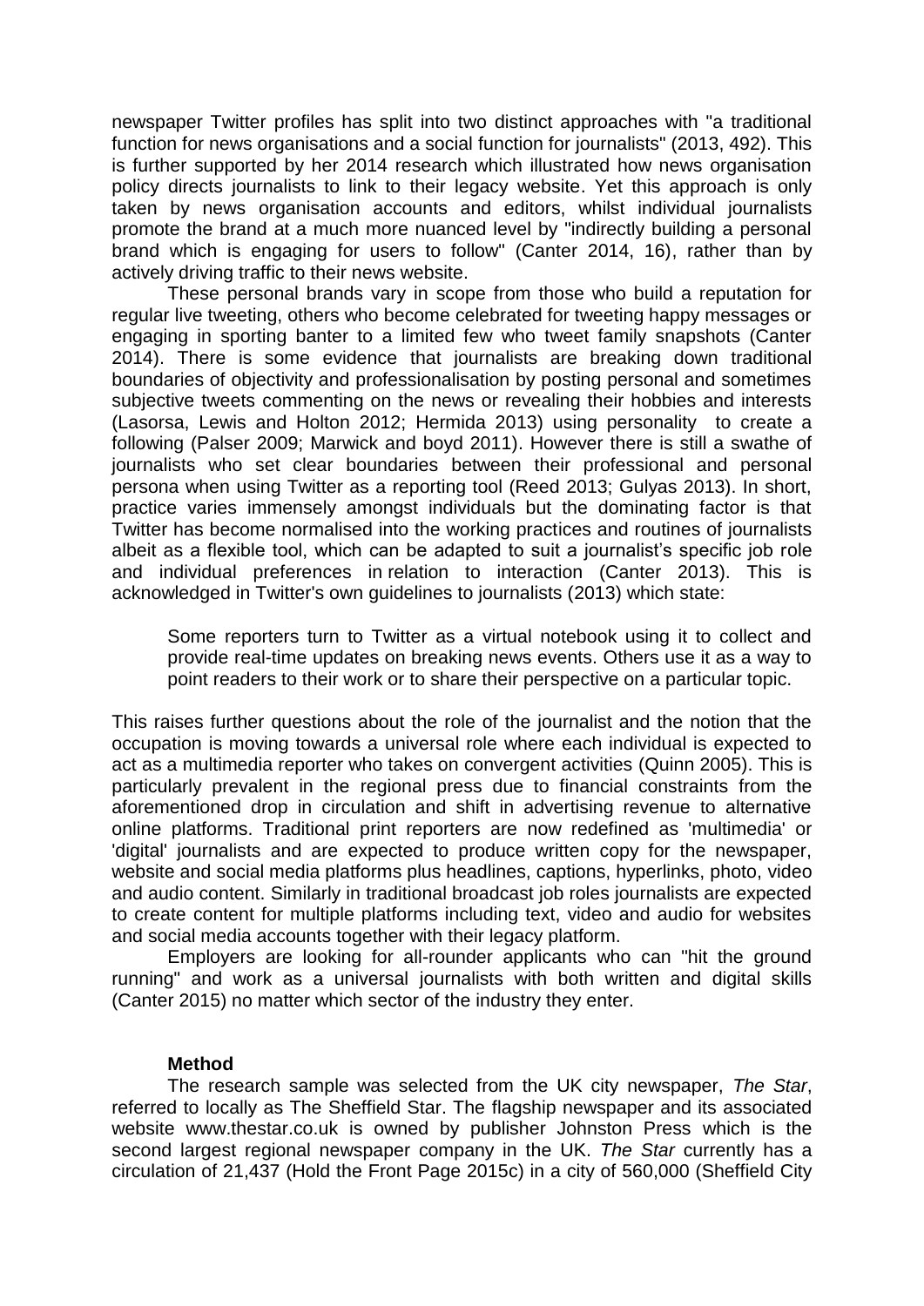newspaper Twitter profiles has split into two distinct approaches with "a traditional function for news organisations and a social function for journalists" (2013, 492). This is further supported by her 2014 research which illustrated how news organisation policy directs journalists to link to their legacy website. Yet this approach is only taken by news organisation accounts and editors, whilst individual journalists promote the brand at a much more nuanced level by "indirectly building a personal brand which is engaging for users to follow" (Canter 2014, 16), rather than by actively driving traffic to their news website.

These personal brands vary in scope from those who build a reputation for regular live tweeting, others who become celebrated for tweeting happy messages or engaging in sporting banter to a limited few who tweet family snapshots (Canter 2014). There is some evidence that journalists are breaking down traditional boundaries of objectivity and professionalisation by posting personal and sometimes subjective tweets commenting on the news or revealing their hobbies and interests (Lasorsa, Lewis and Holton 2012; Hermida 2013) using personality to create a following (Palser 2009; Marwick and boyd 2011). However there is still a swathe of journalists who set clear boundaries between their professional and personal persona when using Twitter as a reporting tool (Reed 2013; Gulyas 2013). In short, practice varies immensely amongst individuals but the dominating factor is that Twitter has become normalised into the working practices and routines of journalists albeit as a flexible tool, which can be adapted to suit a journalist's specific job role and individual preferences in relation to interaction (Canter 2013). This is acknowledged in Twitter's own guidelines to journalists (2013) which state:

> Some reporters turn to Twitter as a virtual notebook using it to collect and provide real-time updates on breaking news events. Others use it as a way to point readers to their work or to share their perspective on a particular topic.

This raises further questions about the role of the journalist and the notion that the occupation is moving towards a universal role where each individual is expected to act as a multimedia reporter who takes on convergent activities (Quinn 2005). This is particularly prevalent in the regional press due to financial constraints from the aforementioned drop in circulation and shift in advertising revenue to alternative online platforms. Traditional print reporters are now redefined as 'multimedia' or 'digital' journalists and are expected to produce written copy for the newspaper, website and social media platforms plus headlines, captions, hyperlinks, photo, video and audio content. Similarly in traditional broadcast job roles journalists are expected to create content for multiple platforms including text, video and audio for websites and social media accounts together with their legacy platform.

Employers are looking for all-rounder applicants who can "hit the ground running" and work as a universal journalists with both written and digital skills (Canter 2015) no matter which sector of the industry they enter.

## Method

The research sample was selected from the UK city newspaper, *The Star*, referred to locally as The Sheffield Star. The flagship newspaper and its associated website www.thestar.co.uk is owned by publisher Johnston Press which is the second largest regional newspaper company in the UK. *The Star* currently has a circulation of 21,437 (Hold the Front Page 2015c) in a city of 560,000 (Sheffield City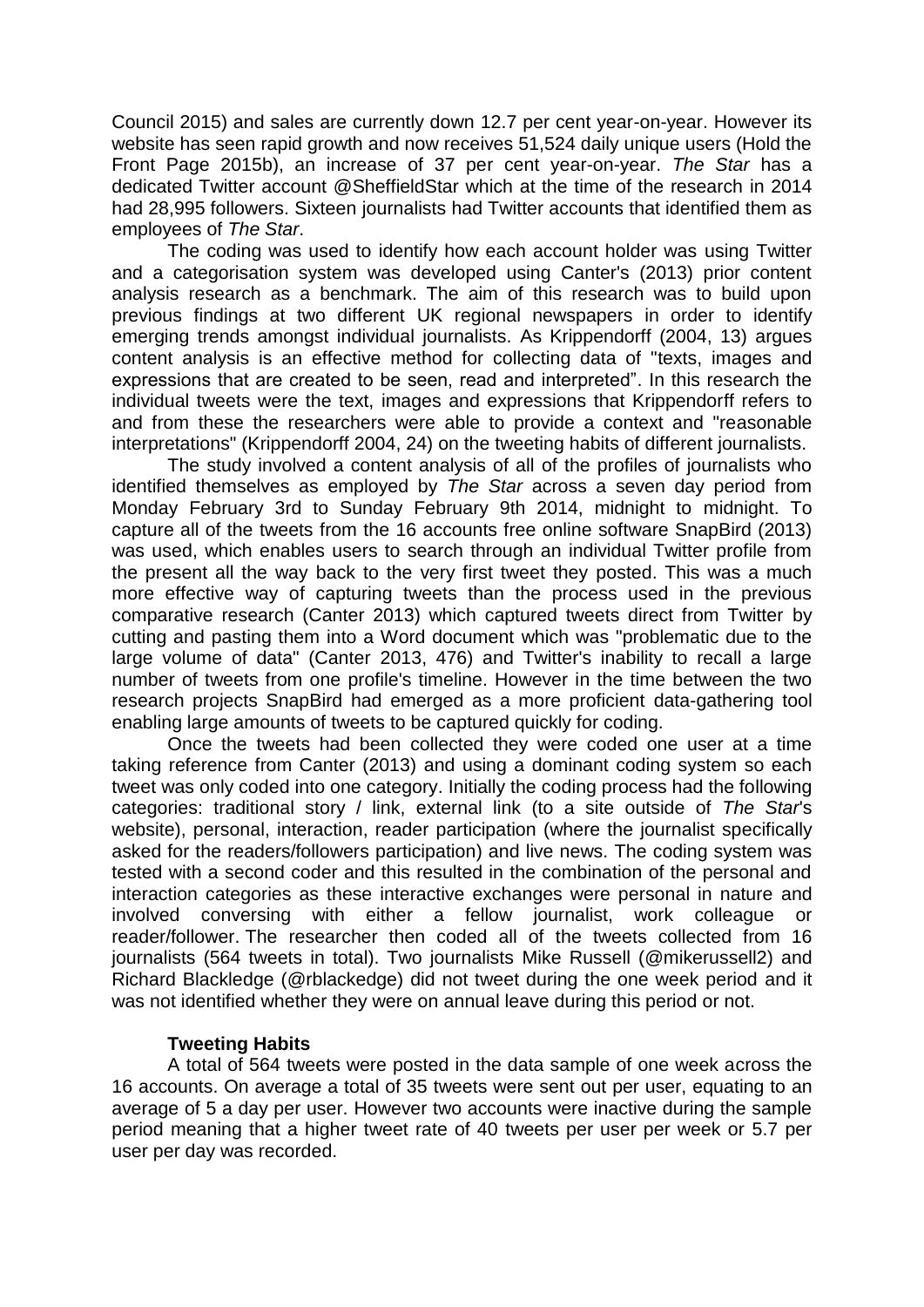Council 2015) and sales are currently down 12.7 per cent year-on-year. However its website has seen rapid growth and now receives 51,524 daily unique users (Hold the Front Page 2015b), an increase of 37 per cent year-on-year. *The Star* has a dedicated Twitter account @SheffieldStar which at the time of the research in 2014 had 28,995 followers. Sixteen journalists had Twitter accounts that identified them as employees of *The Star*.

The coding was used to identify how each account holder was using Twitter and a categorisation system was developed using Canter's (2013) prior content analysis research as a benchmark. The aim of this research was to build upon previous findings at two different UK regional newspapers in order to identify emerging trends amongst individual journalists. As Krippendorff (2004, 13) argues content analysis is an effective method for collecting data of "texts, images and expressions that are created to be seen, read and interpreted". In this research the individual tweets were the text, images and expressions that Krippendorff refers to and from these the researchers were able to provide a context and "reasonable interpretations" (Krippendorff 2004, 24) on the tweeting habits of different journalists.

The study involved a content analysis of all of the profiles of journalists who identified themselves as employed by *The Star* across a seven day period from Monday February 3rd to Sunday February 9th 2014, midnight to midnight. To capture all of the tweets from the 16 accounts free online software SnapBird (2013) was used, which enables users to search through an individual Twitter profile from the present all the way back to the very first tweet they posted. This was a much more effective way of capturing tweets than the process used in the previous comparative research (Canter 2013) which captured tweets direct from Twitter by cutting and pasting them into a Word document which was "problematic due to the large volume of data" (Canter 2013, 476) and Twitter's inability to recall a large number of tweets from one profile's timeline. However in the time between the two research projects SnapBird had emerged as a more proficient data-gathering tool enabling large amounts of tweets to be captured quickly for coding.

Once the tweets had been collected they were coded one user at a time taking reference from Canter (2013) and using a dominant coding system so each tweet was only coded into one category. Initially the coding process had the following categories: traditional story / link, external link (to a site outside of *The Star*'s website), personal, interaction, reader participation (where the journalist specifically asked for the readers/followers participation) and live news. The coding system was tested with a second coder and this resulted in the combination of the personal and interaction categories as these interactive exchanges were personal in nature and involved conversing with either a fellow journalist, work colleague or reader/follower. The researcher then coded all of the tweets collected from 16 journalists (564 tweets in total). Two journalists Mike Russell (@mikerussell2) and Richard Blackledge (@rblackedge) did not tweet during the one week period and it was not identified whether they were on annual leave during this period or not.

### Tweeting Habits

A total of 564 tweets were posted in the data sample of one week across the 16 accounts. On average a total of 35 tweets were sent out per user, equating to an average of 5 a day per user. However two accounts were inactive during the sample period meaning that a higher tweet rate of 40 tweets per user per week or 5.7 per user per day was recorded.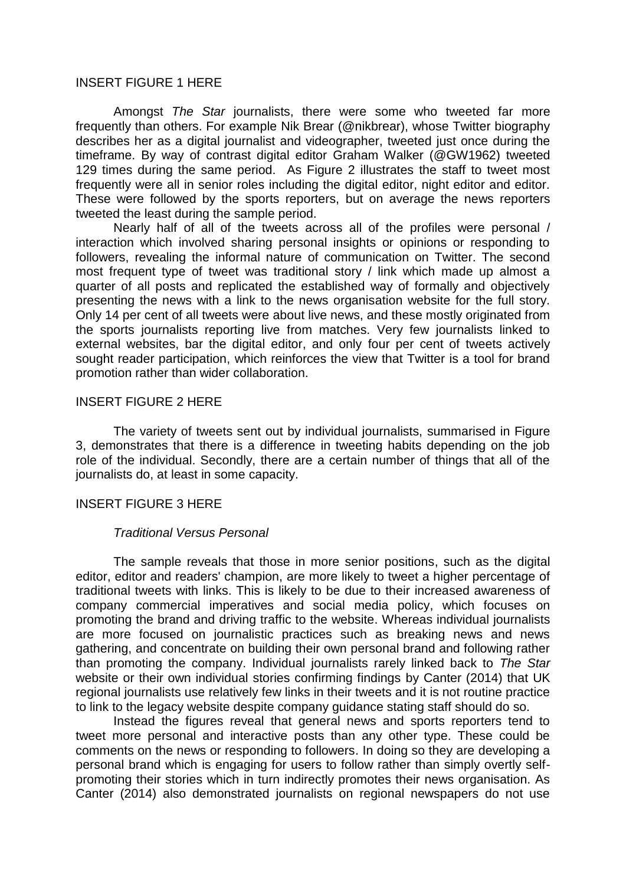INSERT FIGURE 1 HERE

Amongst *The Star* journalists, there were some who tweeted far more frequently than others. For example Nik Brear (@nikbrear), whose Twitter biography describes her as a digital journalist and videographer, tweeted just once during the timeframe. By way of contrast digital editor Graham Walker (@GW1962) tweeted 129 times during the same period. As Figure 2 illustrates the staff to tweet most frequently were all in senior roles including the digital editor, night editor and editor. These were followed by the sports reporters, but on average the news reporters tweeted the least during the sample period.

Nearly half of all of the tweets across all of the profiles were personal / interaction which involved sharing personal insights or opinions or responding to followers, revealing the informal nature of communication on Twitter. The second most frequent type of tweet was traditional story / link which made up almost a quarter of all posts and replicated the established way of formally and objectively presenting the news with a link to the news organisation website for the full story. Only 14 per cent of all tweets were about live news, and these mostly originated from the sports journalists reporting live from matches. Very few journalists linked to external websites, bar the digital editor, and only four per cent of tweets actively sought reader participation, which reinforces the view that Twitter is a tool for brand promotion rather than wider collaboration.

INSERT FIGURE 2 HERE

The variety of tweets sent out by individual journalists, summarised in Figure 3, demonstrates that there is a difference in tweeting habits depending on the job role of the individual. Secondly, there are a certain number of things that all of the journalists do, at least in some capacity.

INSERT FIGURE 3 HERE

### *Traditional Versus Personal*

The sample reveals that those in more senior positions, such as the digital editor, editor and readers' champion, are more likely to tweet a higher percentage of traditional tweets with links. This is likely to be due to their increased awareness of company commercial imperatives and social media policy, which focuses on promoting the brand and driving traffic to the website. Whereas individual journalists are more focused on journalistic practices such as breaking news and news gathering, and concentrate on building their own personal brand and following rather than promoting the company. Individual journalists rarely linked back to *The Star* website or their own individual stories confirming findings by Canter (2014) that UK regional journalists use relatively few links in their tweets and it is not routine practice to link to the legacy website despite company guidance stating staff should do so.

Instead the figures reveal that general news and sports reporters tend to tweet more personal and interactive posts than any other type. These could be comments on the news or responding to followers. In doing so they are developing a personal brand which is engaging for users to follow rather than simply overtly self-promoting their stories which in turn indirectly promotes their news organisation. As Canter (2014) also demonstrated journalists on regional newspapers do not use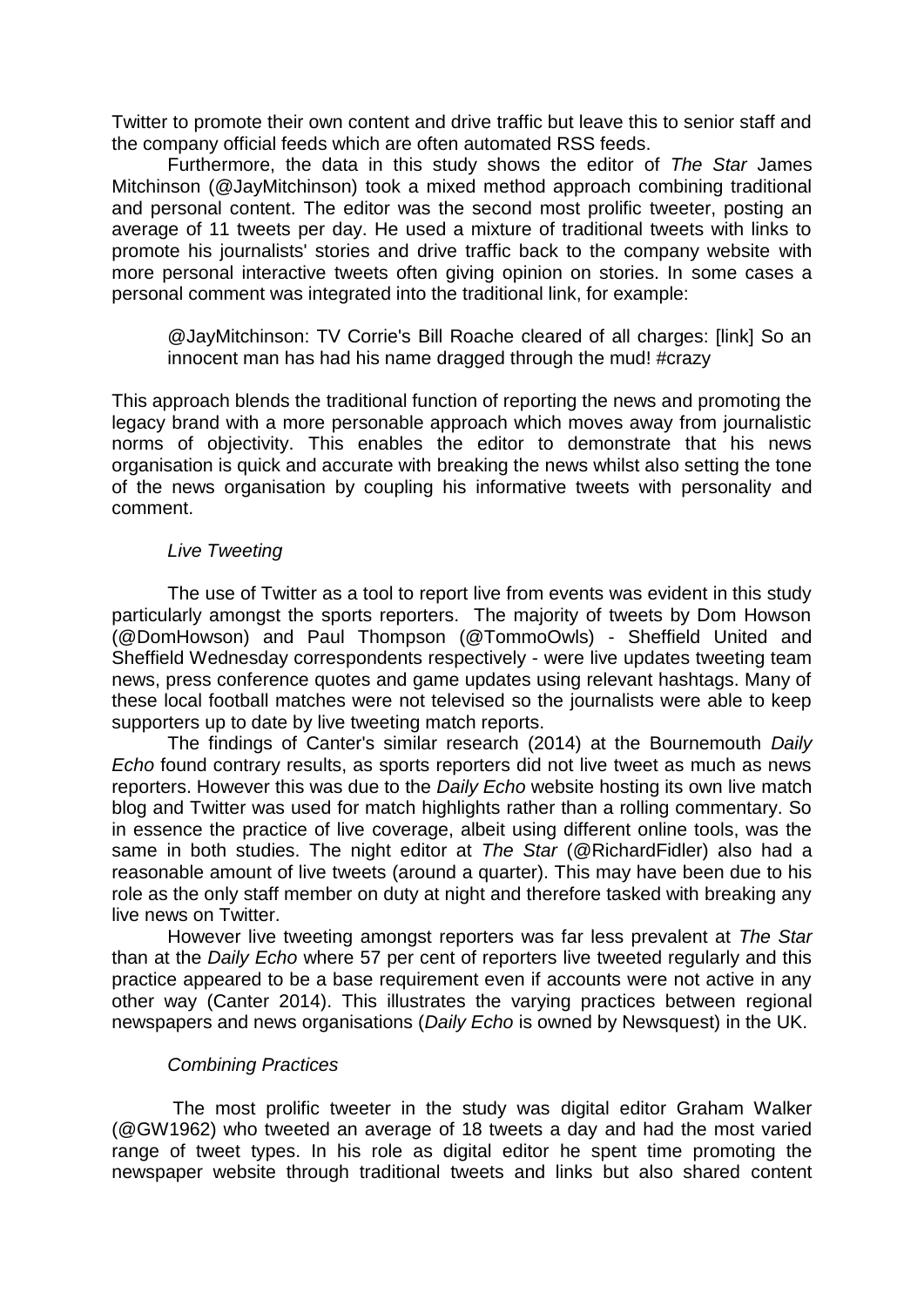Twitter to promote their own content and drive traffic but leave this to senior staff and the company official feeds which are often automated RSS feeds.

Furthermore, the data in this study shows the editor of *The Star* James Mitchinson (@JayMitchinson) took a mixed method approach combining traditional and personal content. The editor was the second most prolific tweeter, posting an average of 11 tweets per day. He used a mixture of traditional tweets with links to promote his journalists' stories and drive traffic back to the company website with more personal interactive tweets often giving opinion on stories. In some cases a personal comment was integrated into the traditional link, for example:

> @JayMitchinson: TV Corrie's Bill Roache cleared of all charges: [link] So an innocent man has had his name dragged through the mud! #crazy

This approach blends the traditional function of reporting the news and promoting the legacy brand with a more personable approach which moves away from journalistic norms of objectivity. This enables the editor to demonstrate that his news organisation is quick and accurate with breaking the news whilst also setting the tone of the news organisation by coupling his informative tweets with personality and comment.

*Live Tweeting*

The use of Twitter as a tool to report live from events was evident in this study particularly amongst the sports reporters. The majority of tweets by Dom Howson (@DomHowson) and Paul Thompson (@TommoOwls) - Sheffield United and Sheffield Wednesday correspondents respectively - were live updates tweeting team news, press conference quotes and game updates using relevant hashtags. Many of these local football matches were not televised so the journalists were able to keep supporters up to date by live tweeting match reports.

The findings of Canter's similar research (2014) at the Bournemouth *Daily Echo* found contrary results, as sports reporters did not live tweet as much as news reporters. However this was due to the *Daily Echo* website hosting its own live match blog and Twitter was used for match highlights rather than a rolling commentary. So in essence the practice of live coverage, albeit using different online tools, was the same in both studies. The night editor at *The Star* (@RichardFidler) also had a reasonable amount of live tweets (around a quarter). This may have been due to his role as the only staff member on duty at night and therefore tasked with breaking any live news on Twitter.

However live tweeting amongst reporters was far less prevalent at *The Star* than at the *Daily Echo* where 57 per cent of reporters live tweeted regularly and this practice appeared to be a base requirement even if accounts were not active in any other way (Canter 2014). This illustrates the varying practices between regional newspapers and news organisations (*Daily Echo* is owned by Newsquest) in the UK.

*Combining Practices*

The most prolific tweeter in the study was digital editor Graham Walker (@GW1962) who tweeted an average of 18 tweets a day and had the most varied range of tweet types. In his role as digital editor he spent time promoting the newspaper website through traditional tweets and links but also shared content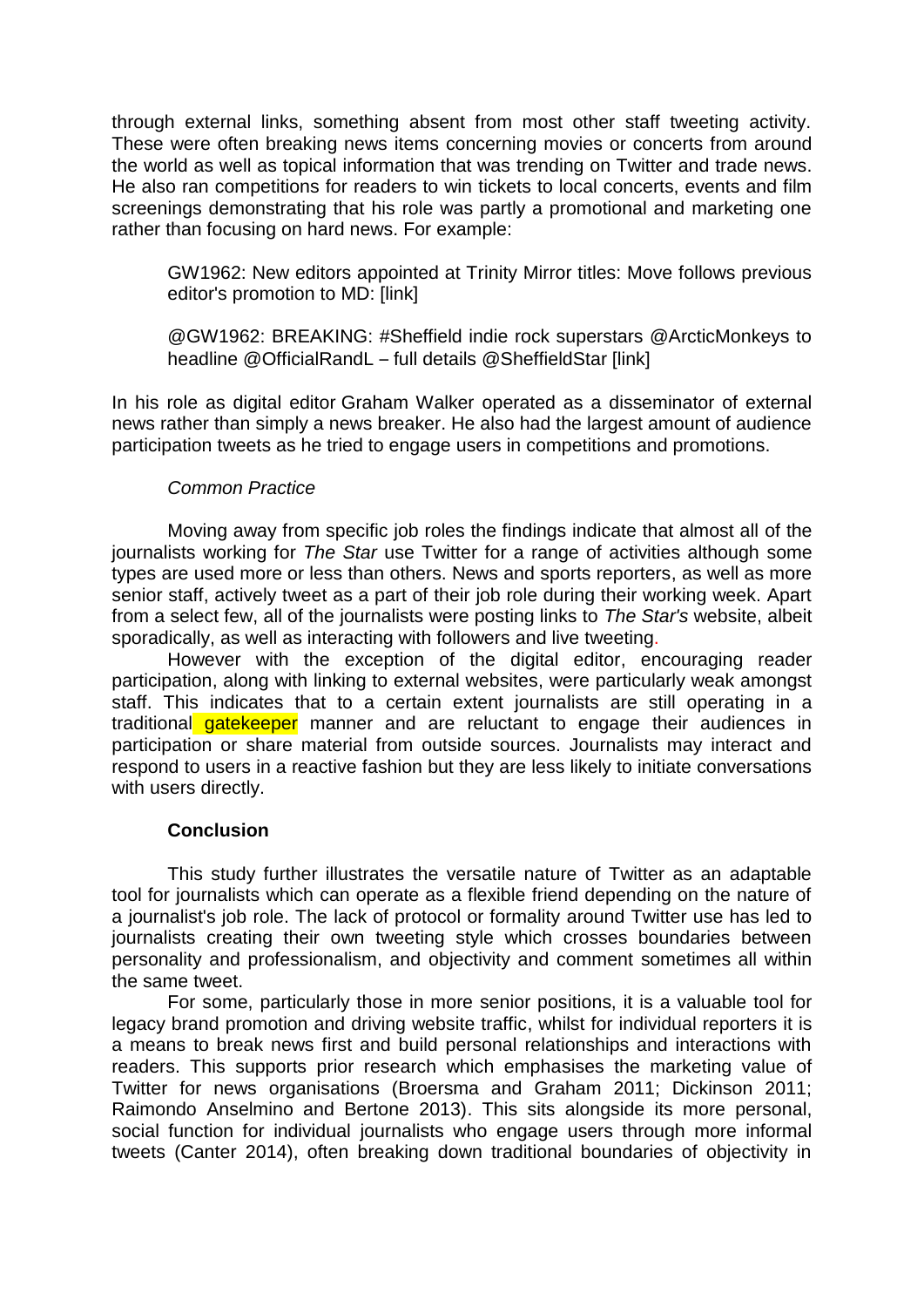through external links, something absent from most other staff tweeting activity. These were often breaking news items concerning movies or concerts from around the world as well as topical information that was trending on Twitter and trade news. He also ran competitions for readers to win tickets to local concerts, events and film screenings demonstrating that his role was partly a promotional and marketing one rather than focusing on hard news. For example:

> GW1962: New editors appointed at Trinity Mirror titles: Move follows previous editor's promotion to MD: [link]
>
> @GW1962: BREAKING: #Sheffield indie rock superstars @ArcticMonkeys to headline @OfficialRandL – full details @SheffieldStar [link]

In his role as digital editor Graham Walker operated as a disseminator of external news rather than simply a news breaker. He also had the largest amount of audience participation tweets as he tried to engage users in competitions and promotions.

### *Common Practice*

Moving away from specific job roles the findings indicate that almost all of the journalists working for *The Star* use Twitter for a range of activities although some types are used more or less than others. News and sports reporters, as well as more senior staff, actively tweet as a part of their job role during their working week. Apart from a select few, all of the journalists were posting links to *The Star's* website, albeit sporadically, as well as interacting with followers and live tweeting.

However with the exception of the digital editor, encouraging reader participation, along with linking to external websites, were particularly weak amongst staff. This indicates that to a certain extent journalists are still operating in a traditional gatekeeper manner and are reluctant to engage their audiences in participation or share material from outside sources. Journalists may interact and respond to users in a reactive fashion but they are less likely to initiate conversations with users directly.

## **Conclusion**

This study further illustrates the versatile nature of Twitter as an adaptable tool for journalists which can operate as a flexible friend depending on the nature of a journalist's job role. The lack of protocol or formality around Twitter use has led to journalists creating their own tweeting style which crosses boundaries between personality and professionalism, and objectivity and comment sometimes all within the same tweet.

For some, particularly those in more senior positions, it is a valuable tool for legacy brand promotion and driving website traffic, whilst for individual reporters it is a means to break news first and build personal relationships and interactions with readers. This supports prior research which emphasises the marketing value of Twitter for news organisations (Broersma and Graham 2011; Dickinson 2011; Raimondo Anselmino and Bertone 2013). This sits alongside its more personal, social function for individual journalists who engage users through more informal tweets (Canter 2014), often breaking down traditional boundaries of objectivity in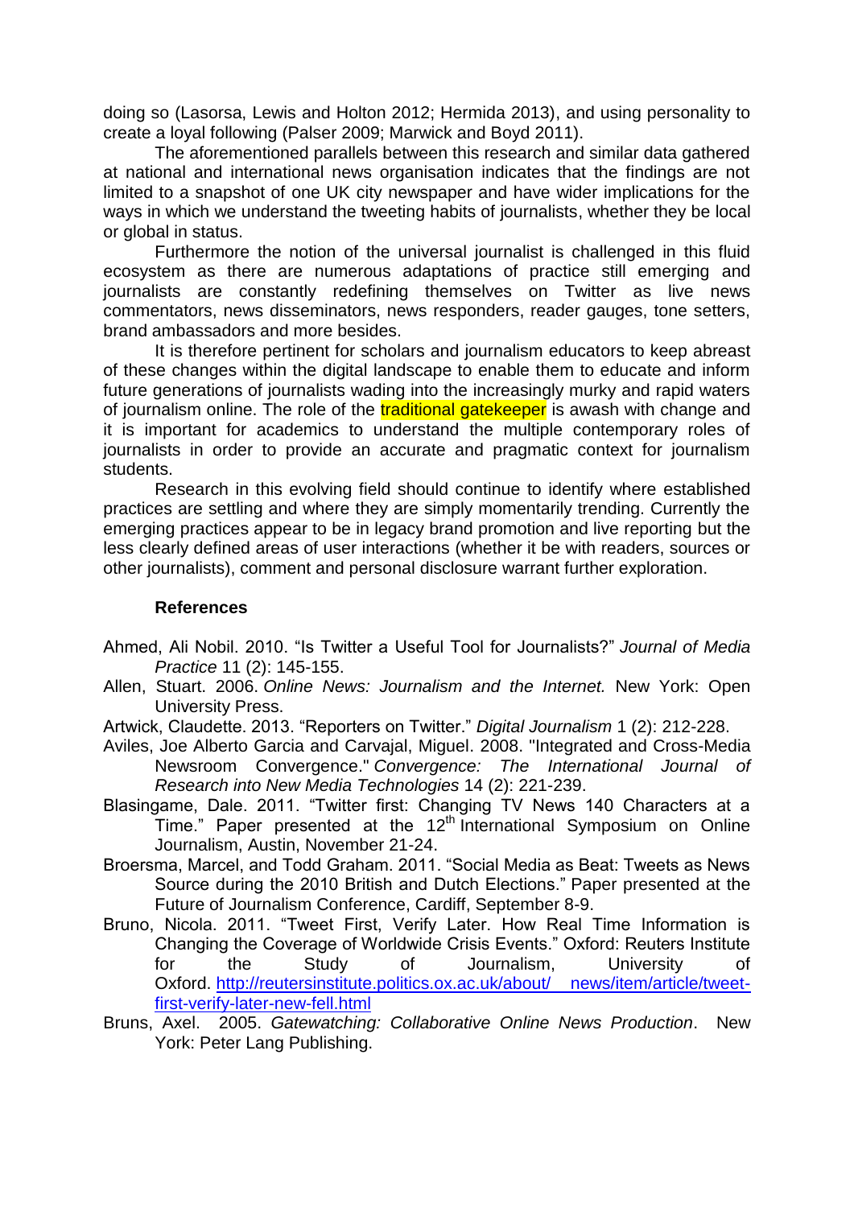doing so (Lasorsa, Lewis and Holton 2012; Hermida 2013), and using personality to create a loyal following (Palser 2009; Marwick and Boyd 2011).

The aforementioned parallels between this research and similar data gathered at national and international news organisation indicates that the findings are not limited to a snapshot of one UK city newspaper and have wider implications for the ways in which we understand the tweeting habits of journalists, whether they be local or global in status.

Furthermore the notion of the universal journalist is challenged in this fluid ecosystem as there are numerous adaptations of practice still emerging and journalists are constantly redefining themselves on Twitter as live news commentators, news disseminators, news responders, reader gauges, tone setters, brand ambassadors and more besides.

It is therefore pertinent for scholars and journalism educators to keep abreast of these changes within the digital landscape to enable them to educate and inform future generations of journalists wading into the increasingly murky and rapid waters of journalism online. The role of the traditional gatekeeper is awash with change and it is important for academics to understand the multiple contemporary roles of journalists in order to provide an accurate and pragmatic context for journalism students.

Research in this evolving field should continue to identify where established practices are settling and where they are simply momentarily trending. Currently the emerging practices appear to be in legacy brand promotion and live reporting but the less clearly defined areas of user interactions (whether it be with readers, sources or other journalists), comment and personal disclosure warrant further exploration.

## References

Ahmed, Ali Nobil. 2010. "Is Twitter a Useful Tool for Journalists?" *Journal of Media Practice* 11 (2): 145-155.

Allen, Stuart. 2006. *Online News: Journalism and the Internet.* New York: Open University Press.

Artwick, Claudette. 2013. "Reporters on Twitter." *Digital Journalism* 1 (2): 212-228.

Aviles, Joe Alberto Garcia and Carvajal, Miguel. 2008. "Integrated and Cross-Media Newsroom Convergence." *Convergence: The International Journal of Research into New Media Technologies* 14 (2): 221-239.

Blasingame, Dale. 2011. "Twitter first: Changing TV News 140 Characters at a Time." Paper presented at the 12th International Symposium on Online Journalism, Austin, November 21-24.

Broersma, Marcel, and Todd Graham. 2011. "Social Media as Beat: Tweets as News Source during the 2010 British and Dutch Elections." Paper presented at the Future of Journalism Conference, Cardiff, September 8-9.

Bruno, Nicola. 2011. "Tweet First, Verify Later. How Real Time Information is Changing the Coverage of Worldwide Crisis Events." Oxford: Reuters Institute for the Study of Journalism, University of Oxford. http://reutersinstitute.politics.ox.ac.uk/about/ news/item/article/tweet-first-verify-later-new-fell.html

Bruns, Axel. 2005. *Gatewatching: Collaborative Online News Production*. New York: Peter Lang Publishing.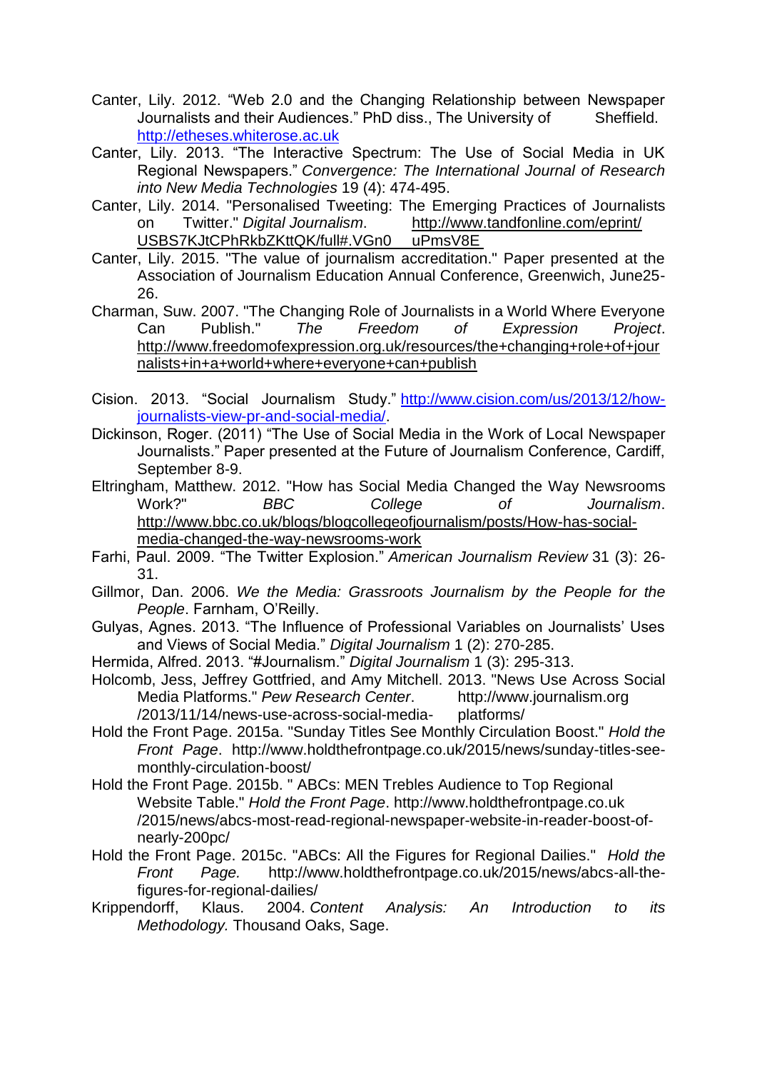Canter, Lily. 2012. "Web 2.0 and the Changing Relationship between Newspaper Journalists and their Audiences." PhD diss., The University of Sheffield. http://etheses.whiterose.ac.uk

Canter, Lily. 2013. "The Interactive Spectrum: The Use of Social Media in UK Regional Newspapers." *Convergence: The International Journal of Research into New Media Technologies* 19 (4): 474-495.

Canter, Lily. 2014. "Personalised Tweeting: The Emerging Practices of Journalists on Twitter." *Digital Journalism*. http://www.tandfonline.com/eprint/USBS7KJtCPhRkbZKttQK/full#.VGn0 uPmsV8E

Canter, Lily. 2015. "The value of journalism accreditation." Paper presented at the Association of Journalism Education Annual Conference, Greenwich, June25-26.

Charman, Suw. 2007. "The Changing Role of Journalists in a World Where Everyone Can Publish." *The Freedom of Expression Project*. http://www.freedomofexpression.org.uk/resources/the+changing+role+of+journalists+in+a+world+where+everyone+can+publish

Cision. 2013. "Social Journalism Study." http://www.cision.com/us/2013/12/how-journalists-view-pr-and-social-media/.

Dickinson, Roger. (2011) "The Use of Social Media in the Work of Local Newspaper Journalists." Paper presented at the Future of Journalism Conference, Cardiff, September 8-9.

Eltringham, Matthew. 2012. "How has Social Media Changed the Way Newsrooms Work?" *BBC College of Journalism*. http://www.bbc.co.uk/blogs/blogcollegeofjournalism/posts/How-has-social-media-changed-the-way-newsrooms-work

Farhi, Paul. 2009. "The Twitter Explosion." *American Journalism Review* 31 (3): 26-31.

Gillmor, Dan. 2006. *We the Media: Grassroots Journalism by the People for the People*. Farnham, O'Reilly.

Gulyas, Agnes. 2013. "The Influence of Professional Variables on Journalists' Uses and Views of Social Media." *Digital Journalism* 1 (2): 270-285.

Hermida, Alfred. 2013. "#Journalism." *Digital Journalism* 1 (3): 295-313.

Holcomb, Jess, Jeffrey Gottfried, and Amy Mitchell. 2013. "News Use Across Social Media Platforms." *Pew Research Center*. http://www.journalism.org /2013/11/14/news-use-across-social-media- platforms/

Hold the Front Page. 2015a. "Sunday Titles See Monthly Circulation Boost." *Hold the Front Page*. http://www.holdthefrontpage.co.uk/2015/news/sunday-titles-see-monthly-circulation-boost/

Hold the Front Page. 2015b. " ABCs: MEN Trebles Audience to Top Regional Website Table." *Hold the Front Page*. http://www.holdthefrontpage.co.uk /2015/news/abcs-most-read-regional-newspaper-website-in-reader-boost-of-nearly-200pc/

Hold the Front Page. 2015c. "ABCs: All the Figures for Regional Dailies." *Hold the Front Page.* http://www.holdthefrontpage.co.uk/2015/news/abcs-all-the-figures-for-regional-dailies/

Krippendorff, Klaus. 2004. *Content Analysis: An Introduction to its Methodology.* Thousand Oaks, Sage.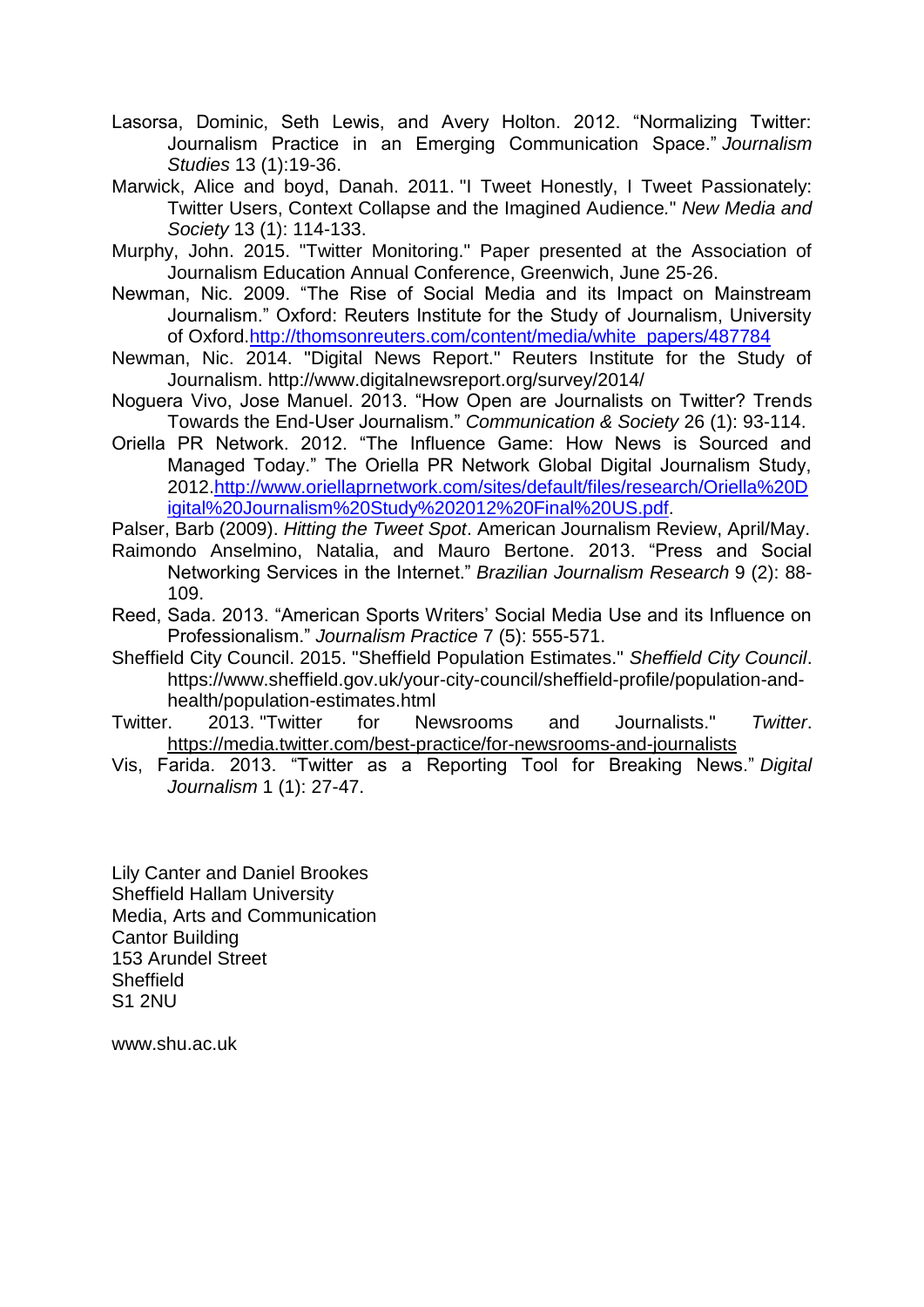Lasorsa, Dominic, Seth Lewis, and Avery Holton. 2012. "Normalizing Twitter: Journalism Practice in an Emerging Communication Space." *Journalism Studies* 13 (1):19-36.

Marwick, Alice and boyd, Danah. 2011. "I Tweet Honestly, I Tweet Passionately: Twitter Users, Context Collapse and the Imagined Audience." *New Media and Society* 13 (1): 114-133.

Murphy, John. 2015. "Twitter Monitoring." Paper presented at the Association of Journalism Education Annual Conference, Greenwich, June 25-26.

Newman, Nic. 2009. "The Rise of Social Media and its Impact on Mainstream Journalism." Oxford: Reuters Institute for the Study of Journalism, University of Oxford.http://thomsonreuters.com/content/media/white_papers/487784

Newman, Nic. 2014. "Digital News Report." Reuters Institute for the Study of Journalism. http://www.digitalnewsreport.org/survey/2014/

Noguera Vivo, Jose Manuel. 2013. "How Open are Journalists on Twitter? Trends Towards the End-User Journalism." *Communication & Society* 26 (1): 93-114.

Oriella PR Network. 2012. "The Influence Game: How News is Sourced and Managed Today." The Oriella PR Network Global Digital Journalism Study, 2012.http://www.oriellaprnetwork.com/sites/default/files/research/Oriella%20Digital%20Journalism%20Study%202012%20Final%20US.pdf.

Palser, Barb (2009). *Hitting the Tweet Spot*. American Journalism Review, April/May.

Raimondo Anselmino, Natalia, and Mauro Bertone. 2013. "Press and Social Networking Services in the Internet." *Brazilian Journalism Research* 9 (2): 88-109.

Reed, Sada. 2013. "American Sports Writers' Social Media Use and its Influence on Professionalism." *Journalism Practice* 7 (5): 555-571.

Sheffield City Council. 2015. "Sheffield Population Estimates." *Sheffield City Council*. https://www.sheffield.gov.uk/your-city-council/sheffield-profile/population-and-health/population-estimates.html

Twitter. 2013. "Twitter for Newsrooms and Journalists." *Twitter*. https://media.twitter.com/best-practice/for-newsrooms-and-journalists

Vis, Farida. 2013. "Twitter as a Reporting Tool for Breaking News." *Digital Journalism* 1 (1): 27-47.

Lily Canter and Daniel Brookes
Sheffield Hallam University
Media, Arts and Communication
Cantor Building
153 Arundel Street
Sheffield
S1 2NU

www.shu.ac.uk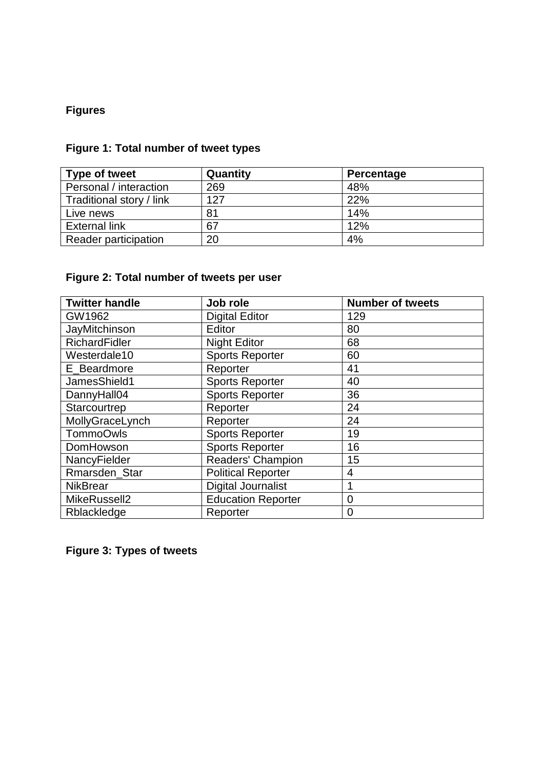## Figures

### Figure 1: Total number of tweet types

| Type of tweet | Quantity | Percentage |
|---|---|---|
| Personal / interaction | 269 | 48% |
| Traditional story / link | 127 | 22% |
| Live news | 81 | 14% |
| External link | 67 | 12% |
| Reader participation | 20 | 4% |

### Figure 2: Total number of tweets per user

| Twitter handle | Job role | Number of tweets |
|---|---|---|
| GW1962 | Digital Editor | 129 |
| JayMitchinson | Editor | 80 |
| RichardFidler | Night Editor | 68 |
| Westerdale10 | Sports Reporter | 60 |
| E_Beardmore | Reporter | 41 |
| JamesShield1 | Sports Reporter | 40 |
| DannyHall04 | Sports Reporter | 36 |
| Starcourtrep | Reporter | 24 |
| MollyGraceLynch | Reporter | 24 |
| TommoOwls | Sports Reporter | 19 |
| DomHowson | Sports Reporter | 16 |
| NancyFielder | Readers' Champion | 15 |
| Rmarsden_Star | Political Reporter | 4 |
| NikBrear | Digital Journalist | 1 |
| MikeRussell2 | Education Reporter | 0 |
| Rblackledge | Reporter | 0 |

### Figure 3: Types of tweets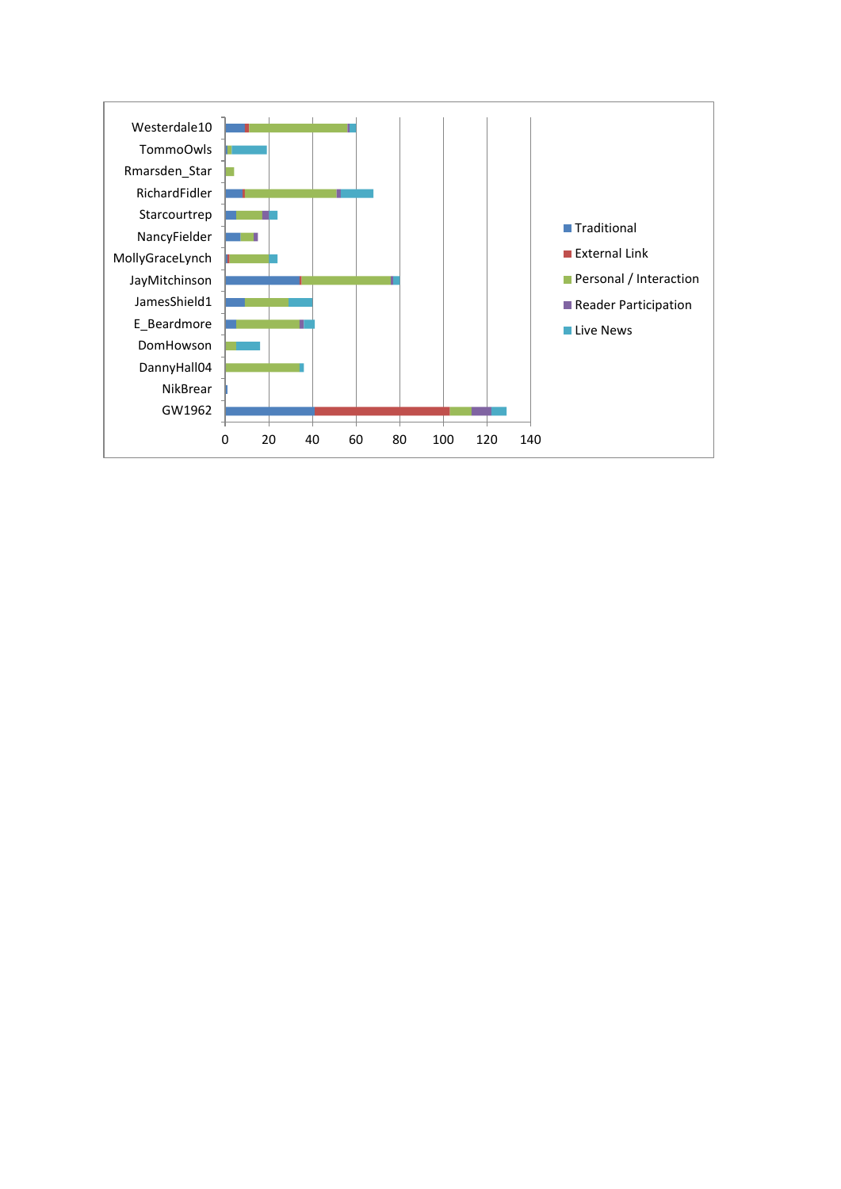Westerdale10
TommoOwls
Rmarsden_Star
RichardFidler
Starcourtrep
NancyFielder
MollyGraceLynch
JayMitchinson
JamesShield1
E_Beardmore
DomHowson
DannyHall04
NikBrear
GW1962

0
20
40
60
80
100
120
140

Traditional
External Link
Personal / Interaction
Reader Participation
Live News